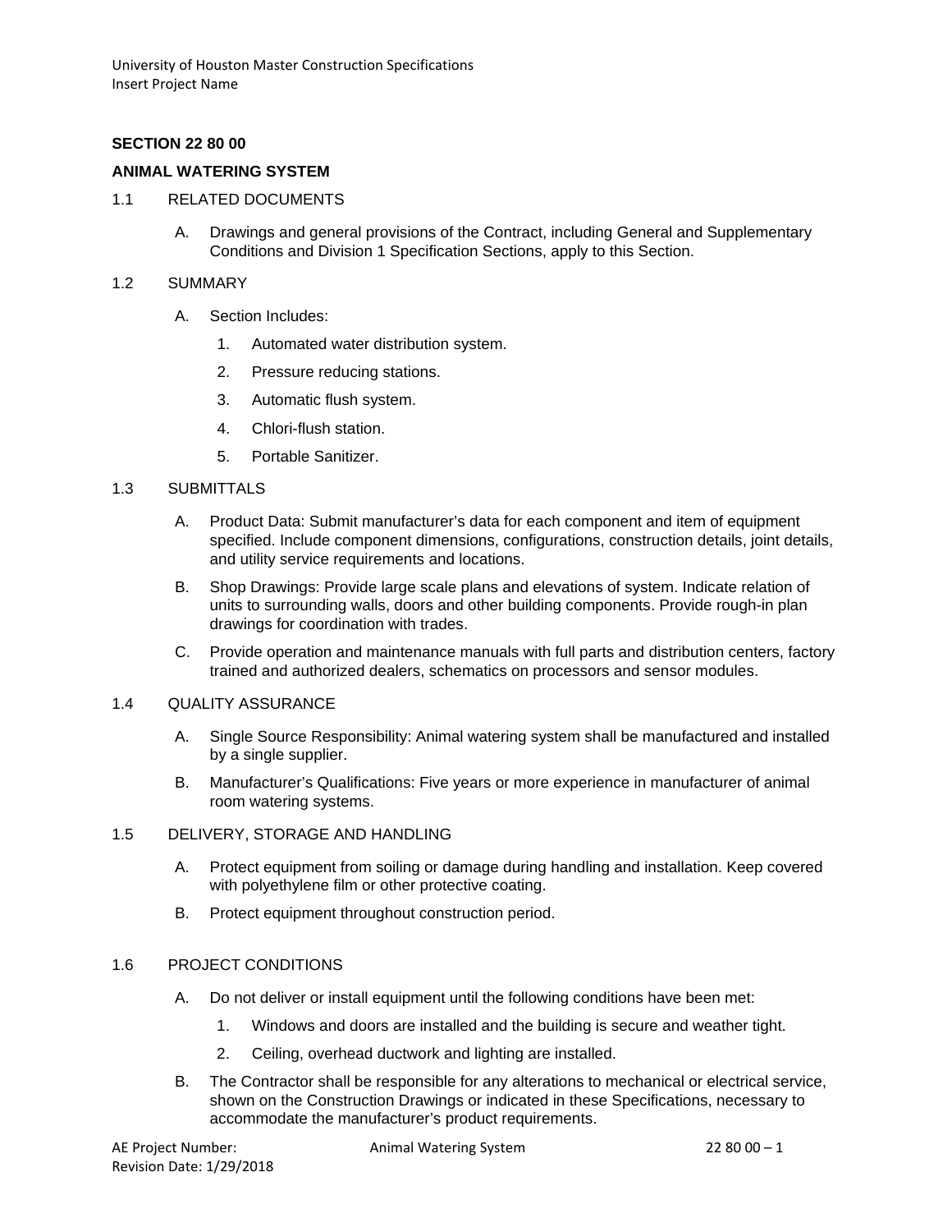**SECTION 22 80 00**

**ANIMAL WATERING SYSTEM**

1.1 RELATED DOCUMENTS

A. Drawings and general provisions of the Contract, including General and Supplementary Conditions and Division 1 Specification Sections, apply to this Section.

1.2 SUMMARY

A. Section Includes:

1. Automated water distribution system.
2. Pressure reducing stations.
3. Automatic flush system.
4. Chlori-flush station.
5. Portable Sanitizer.

1.3 SUBMITTALS

A. Product Data: Submit manufacturer's data for each component and item of equipment specified. Include component dimensions, configurations, construction details, joint details, and utility service requirements and locations.

B. Shop Drawings: Provide large scale plans and elevations of system. Indicate relation of units to surrounding walls, doors and other building components. Provide rough-in plan drawings for coordination with trades.

C. Provide operation and maintenance manuals with full parts and distribution centers, factory trained and authorized dealers, schematics on processors and sensor modules.

1.4 QUALITY ASSURANCE

A. Single Source Responsibility: Animal watering system shall be manufactured and installed by a single supplier.

B. Manufacturer's Qualifications: Five years or more experience in manufacturer of animal room watering systems.

1.5 DELIVERY, STORAGE AND HANDLING

A. Protect equipment from soiling or damage during handling and installation. Keep covered with polyethylene film or other protective coating.

B. Protect equipment throughout construction period.

1.6 PROJECT CONDITIONS

A. Do not deliver or install equipment until the following conditions have been met:

1. Windows and doors are installed and the building is secure and weather tight.
2. Ceiling, overhead ductwork and lighting are installed.

B. The Contractor shall be responsible for any alterations to mechanical or electrical service, shown on the Construction Drawings or indicated in these Specifications, necessary to accommodate the manufacturer's product requirements.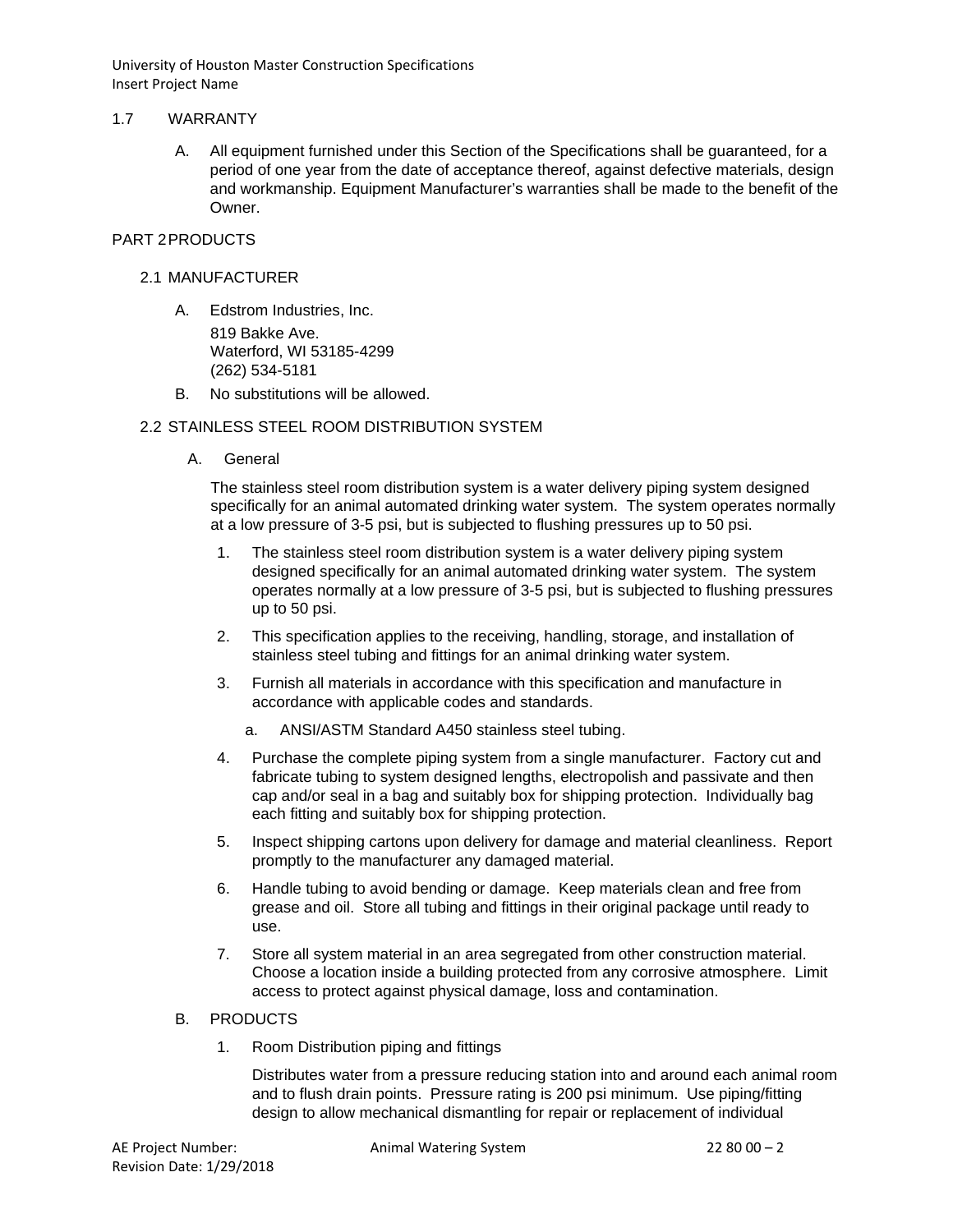1.7 WARRANTY

A. All equipment furnished under this Section of the Specifications shall be guaranteed, for a period of one year from the date of acceptance thereof, against defective materials, design and workmanship. Equipment Manufacturer's warranties shall be made to the benefit of the Owner.

PART 2 PRODUCTS

2.1 MANUFACTURER

A. Edstrom Industries, Inc.
819 Bakke Ave.
Waterford, WI 53185-4299
(262) 534-5181

B. No substitutions will be allowed.

2.2 STAINLESS STEEL ROOM DISTRIBUTION SYSTEM

A. General

The stainless steel room distribution system is a water delivery piping system designed specifically for an animal automated drinking water system. The system operates normally at a low pressure of 3-5 psi, but is subjected to flushing pressures up to 50 psi.

1. The stainless steel room distribution system is a water delivery piping system designed specifically for an animal automated drinking water system. The system operates normally at a low pressure of 3-5 psi, but is subjected to flushing pressures up to 50 psi.
2. This specification applies to the receiving, handling, storage, and installation of stainless steel tubing and fittings for an animal drinking water system.
3. Furnish all materials in accordance with this specification and manufacture in accordance with applicable codes and standards.
   a. ANSI/ASTM Standard A450 stainless steel tubing.
4. Purchase the complete piping system from a single manufacturer. Factory cut and fabricate tubing to system designed lengths, electropolish and passivate and then cap and/or seal in a bag and suitably box for shipping protection. Individually bag each fitting and suitably box for shipping protection.
5. Inspect shipping cartons upon delivery for damage and material cleanliness. Report promptly to the manufacturer any damaged material.
6. Handle tubing to avoid bending or damage. Keep materials clean and free from grease and oil. Store all tubing and fittings in their original package until ready to use.
7. Store all system material in an area segregated from other construction material. Choose a location inside a building protected from any corrosive atmosphere. Limit access to protect against physical damage, loss and contamination.

B. PRODUCTS

1. Room Distribution piping and fittings

   Distributes water from a pressure reducing station into and around each animal room and to flush drain points. Pressure rating is 200 psi minimum. Use piping/fitting design to allow mechanical dismantling for repair or replacement of individual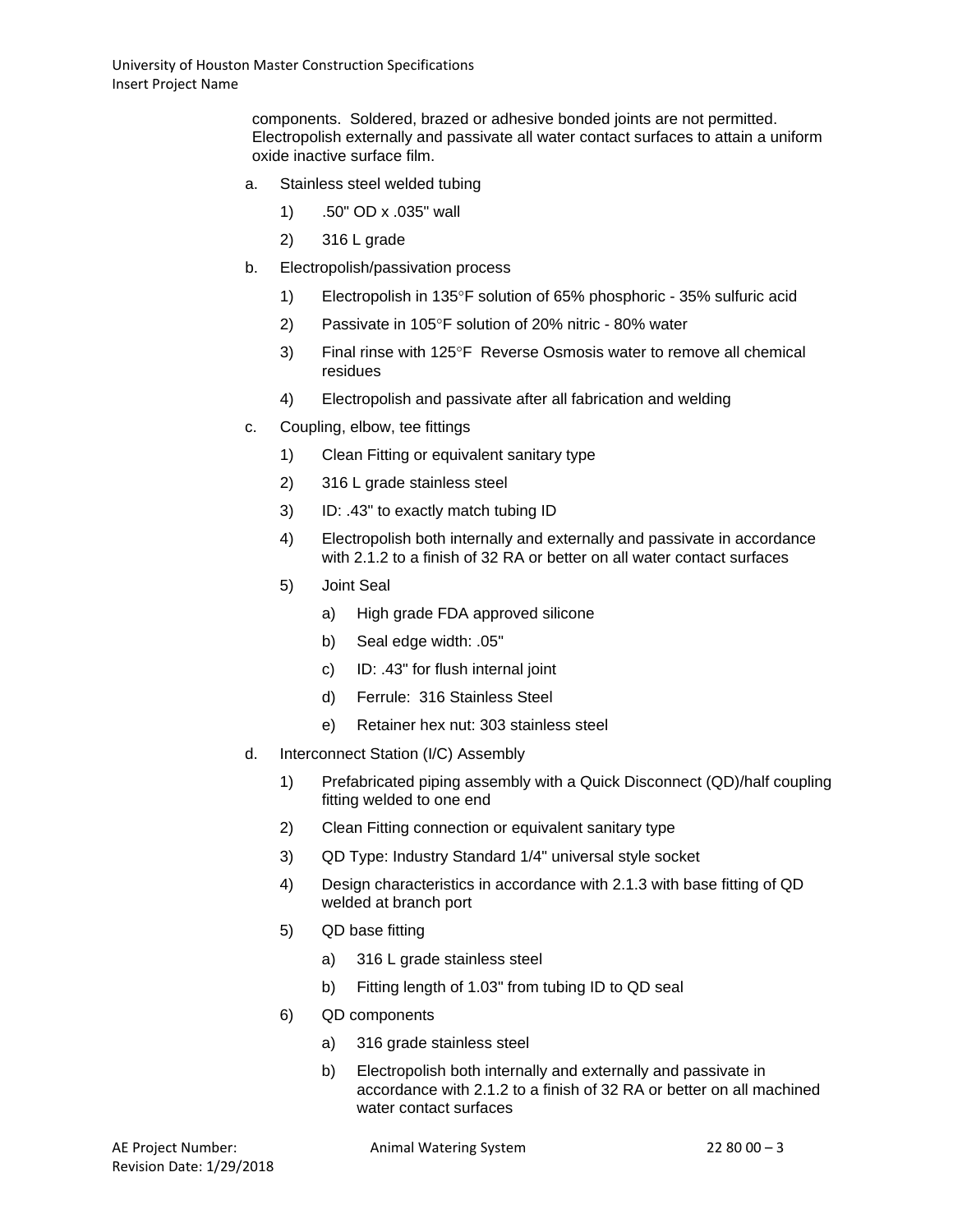components. Soldered, brazed or adhesive bonded joints are not permitted. Electropolish externally and passivate all water contact surfaces to attain a uniform oxide inactive surface film.

a. Stainless steel welded tubing
   1) .50" OD x .035" wall
   2) 316 L grade

b. Electropolish/passivation process
   1) Electropolish in 135°F solution of 65% phosphoric - 35% sulfuric acid
   2) Passivate in 105°F solution of 20% nitric - 80% water
   3) Final rinse with 125°F Reverse Osmosis water to remove all chemical residues
   4) Electropolish and passivate after all fabrication and welding

c. Coupling, elbow, tee fittings
   1) Clean Fitting or equivalent sanitary type
   2) 316 L grade stainless steel
   3) ID: .43" to exactly match tubing ID
   4) Electropolish both internally and externally and passivate in accordance with 2.1.2 to a finish of 32 RA or better on all water contact surfaces
   5) Joint Seal
      a) High grade FDA approved silicone
      b) Seal edge width: .05"
      c) ID: .43" for flush internal joint
      d) Ferrule: 316 Stainless Steel
      e) Retainer hex nut: 303 stainless steel

d. Interconnect Station (I/C) Assembly
   1) Prefabricated piping assembly with a Quick Disconnect (QD)/half coupling fitting welded to one end
   2) Clean Fitting connection or equivalent sanitary type
   3) QD Type: Industry Standard 1/4" universal style socket
   4) Design characteristics in accordance with 2.1.3 with base fitting of QD welded at branch port
   5) QD base fitting
      a) 316 L grade stainless steel
      b) Fitting length of 1.03" from tubing ID to QD seal
   6) QD components
      a) 316 grade stainless steel
      b) Electropolish both internally and externally and passivate in accordance with 2.1.2 to a finish of 32 RA or better on all machined water contact surfaces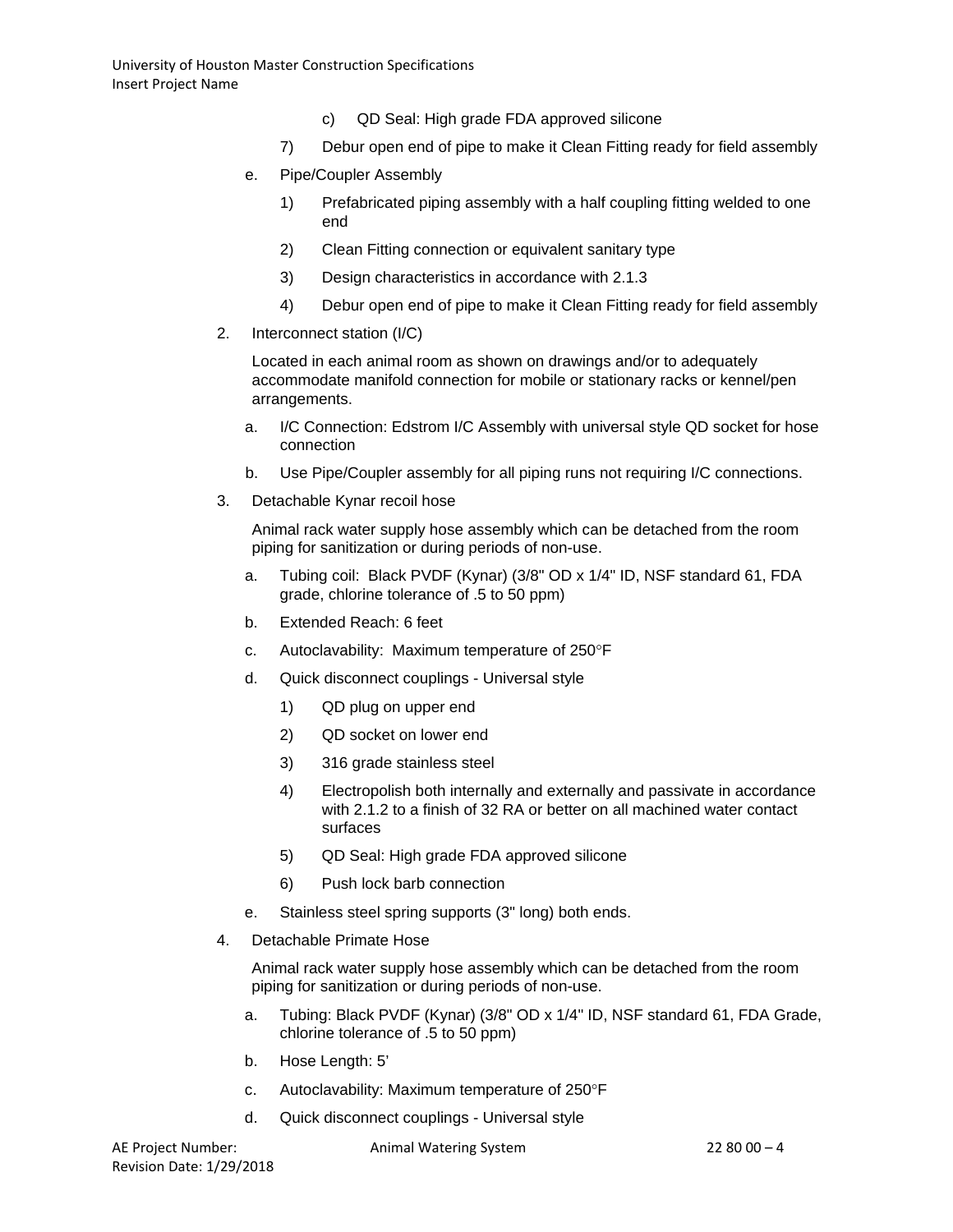c) QD Seal: High grade FDA approved silicone

7) Debur open end of pipe to make it Clean Fitting ready for field assembly

e. Pipe/Coupler Assembly

1) Prefabricated piping assembly with a half coupling fitting welded to one end

2) Clean Fitting connection or equivalent sanitary type

3) Design characteristics in accordance with 2.1.3

4) Debur open end of pipe to make it Clean Fitting ready for field assembly

2. Interconnect station (I/C)

Located in each animal room as shown on drawings and/or to adequately accommodate manifold connection for mobile or stationary racks or kennel/pen arrangements.

a. I/C Connection: Edstrom I/C Assembly with universal style QD socket for hose connection

b. Use Pipe/Coupler assembly for all piping runs not requiring I/C connections.

3. Detachable Kynar recoil hose

Animal rack water supply hose assembly which can be detached from the room piping for sanitization or during periods of non-use.

a. Tubing coil: Black PVDF (Kynar) (3/8" OD x 1/4" ID, NSF standard 61, FDA grade, chlorine tolerance of .5 to 50 ppm)

b. Extended Reach: 6 feet

c. Autoclavability: Maximum temperature of 250°F

d. Quick disconnect couplings - Universal style

1) QD plug on upper end

2) QD socket on lower end

3) 316 grade stainless steel

4) Electropolish both internally and externally and passivate in accordance with 2.1.2 to a finish of 32 RA or better on all machined water contact surfaces

5) QD Seal: High grade FDA approved silicone

6) Push lock barb connection

e. Stainless steel spring supports (3" long) both ends.

4. Detachable Primate Hose

Animal rack water supply hose assembly which can be detached from the room piping for sanitization or during periods of non-use.

a. Tubing: Black PVDF (Kynar) (3/8" OD x 1/4" ID, NSF standard 61, FDA Grade, chlorine tolerance of .5 to 50 ppm)

b. Hose Length: 5'

c. Autoclavability: Maximum temperature of 250°F

d. Quick disconnect couplings - Universal style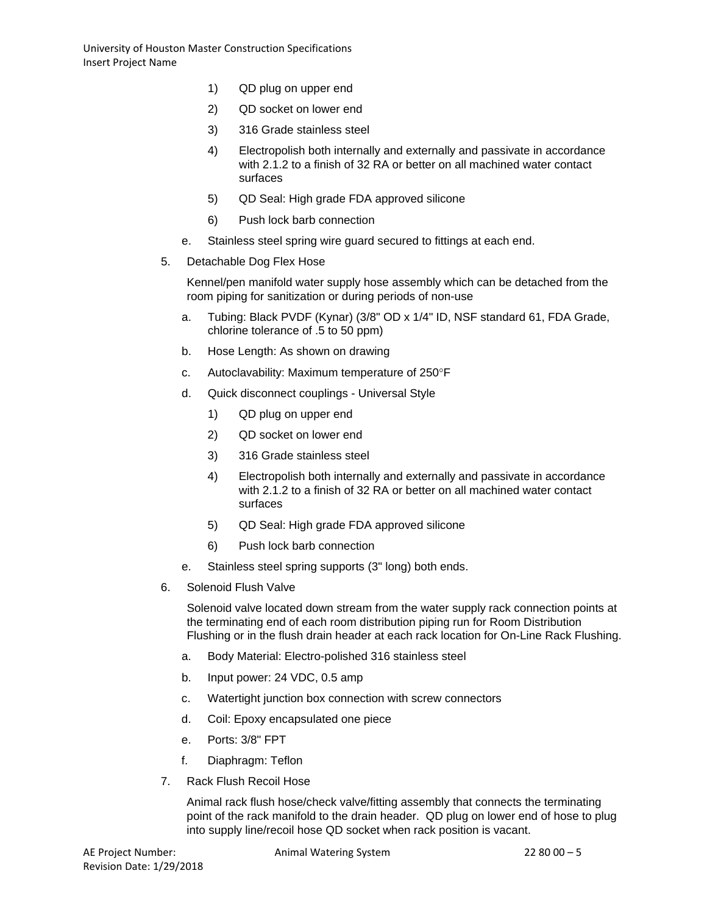1) QD plug on upper end

2) QD socket on lower end

3) 316 Grade stainless steel

4) Electropolish both internally and externally and passivate in accordance with 2.1.2 to a finish of 32 RA or better on all machined water contact surfaces

5) QD Seal: High grade FDA approved silicone

6) Push lock barb connection

e. Stainless steel spring wire guard secured to fittings at each end.

5. Detachable Dog Flex Hose

   Kennel/pen manifold water supply hose assembly which can be detached from the room piping for sanitization or during periods of non-use

   a. Tubing: Black PVDF (Kynar) (3/8" OD x 1/4" ID, NSF standard 61, FDA Grade, chlorine tolerance of .5 to 50 ppm)

   b. Hose Length: As shown on drawing

   c. Autoclavability: Maximum temperature of 250°F

   d. Quick disconnect couplings - Universal Style

      1) QD plug on upper end

      2) QD socket on lower end

      3) 316 Grade stainless steel

      4) Electropolish both internally and externally and passivate in accordance with 2.1.2 to a finish of 32 RA or better on all machined water contact surfaces

      5) QD Seal: High grade FDA approved silicone

      6) Push lock barb connection

   e. Stainless steel spring supports (3" long) both ends.

6. Solenoid Flush Valve

   Solenoid valve located down stream from the water supply rack connection points at the terminating end of each room distribution piping run for Room Distribution Flushing or in the flush drain header at each rack location for On-Line Rack Flushing.

   a. Body Material: Electro-polished 316 stainless steel

   b. Input power: 24 VDC, 0.5 amp

   c. Watertight junction box connection with screw connectors

   d. Coil: Epoxy encapsulated one piece

   e. Ports: 3/8" FPT

   f. Diaphragm: Teflon

7. Rack Flush Recoil Hose

   Animal rack flush hose/check valve/fitting assembly that connects the terminating point of the rack manifold to the drain header. QD plug on lower end of hose to plug into supply line/recoil hose QD socket when rack position is vacant.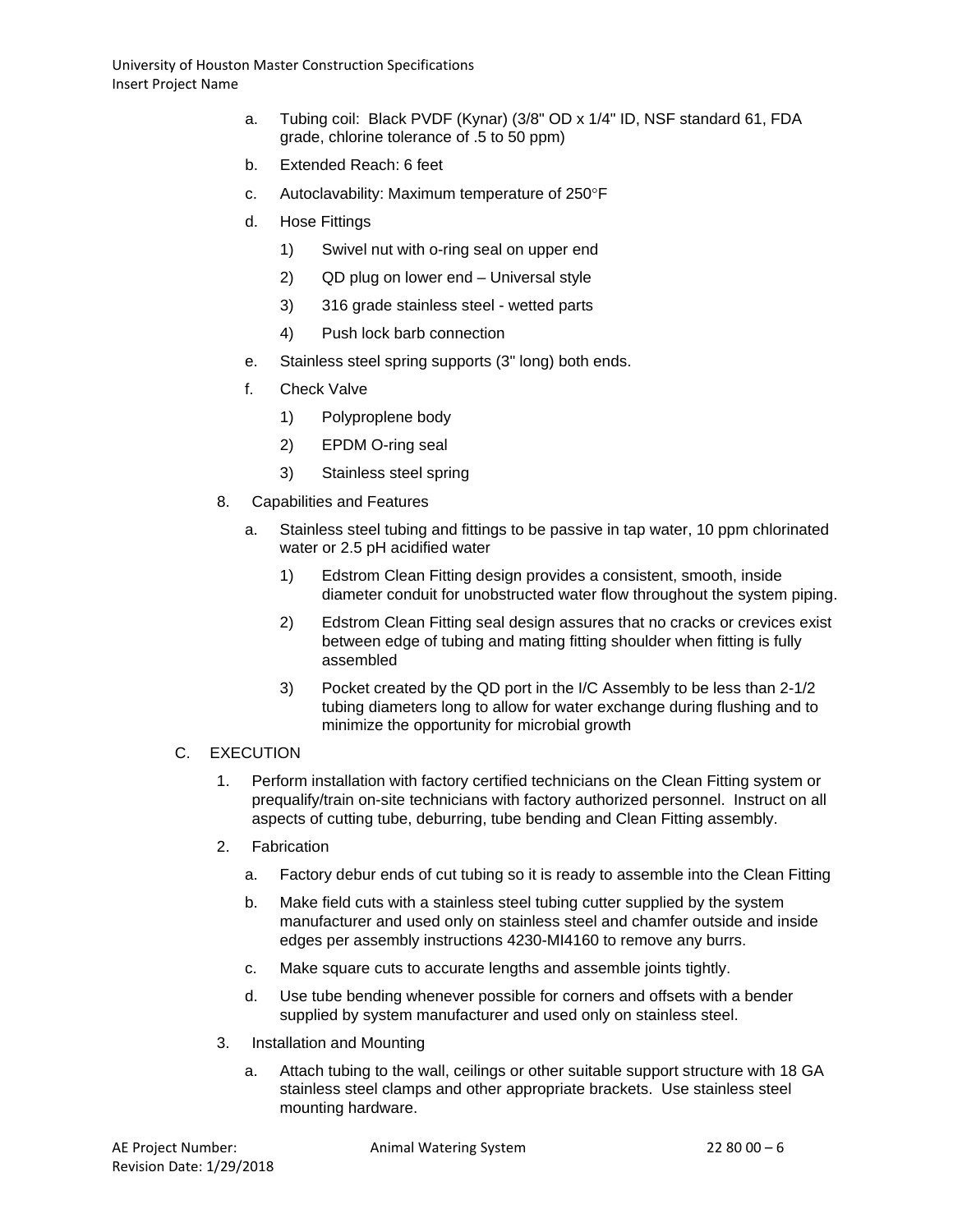a. Tubing coil: Black PVDF (Kynar) (3/8" OD x 1/4" ID, NSF standard 61, FDA grade, chlorine tolerance of .5 to 50 ppm)

b. Extended Reach: 6 feet

c. Autoclavability: Maximum temperature of 250°F

d. Hose Fittings

   1) Swivel nut with o-ring seal on upper end

   2) QD plug on lower end – Universal style

   3) 316 grade stainless steel - wetted parts

   4) Push lock barb connection

e. Stainless steel spring supports (3" long) both ends.

f. Check Valve

   1) Polyproplene body

   2) EPDM O-ring seal

   3) Stainless steel spring

8. Capabilities and Features

   a. Stainless steel tubing and fittings to be passive in tap water, 10 ppm chlorinated water or 2.5 pH acidified water

      1) Edstrom Clean Fitting design provides a consistent, smooth, inside diameter conduit for unobstructed water flow throughout the system piping.

      2) Edstrom Clean Fitting seal design assures that no cracks or crevices exist between edge of tubing and mating fitting shoulder when fitting is fully assembled

      3) Pocket created by the QD port in the I/C Assembly to be less than 2-1/2 tubing diameters long to allow for water exchange during flushing and to minimize the opportunity for microbial growth

C. EXECUTION

1. Perform installation with factory certified technicians on the Clean Fitting system or prequalify/train on-site technicians with factory authorized personnel. Instruct on all aspects of cutting tube, deburring, tube bending and Clean Fitting assembly.

2. Fabrication

   a. Factory debur ends of cut tubing so it is ready to assemble into the Clean Fitting

   b. Make field cuts with a stainless steel tubing cutter supplied by the system manufacturer and used only on stainless steel and chamfer outside and inside edges per assembly instructions 4230-MI4160 to remove any burrs.

   c. Make square cuts to accurate lengths and assemble joints tightly.

   d. Use tube bending whenever possible for corners and offsets with a bender supplied by system manufacturer and used only on stainless steel.

3. Installation and Mounting

   a. Attach tubing to the wall, ceilings or other suitable support structure with 18 GA stainless steel clamps and other appropriate brackets. Use stainless steel mounting hardware.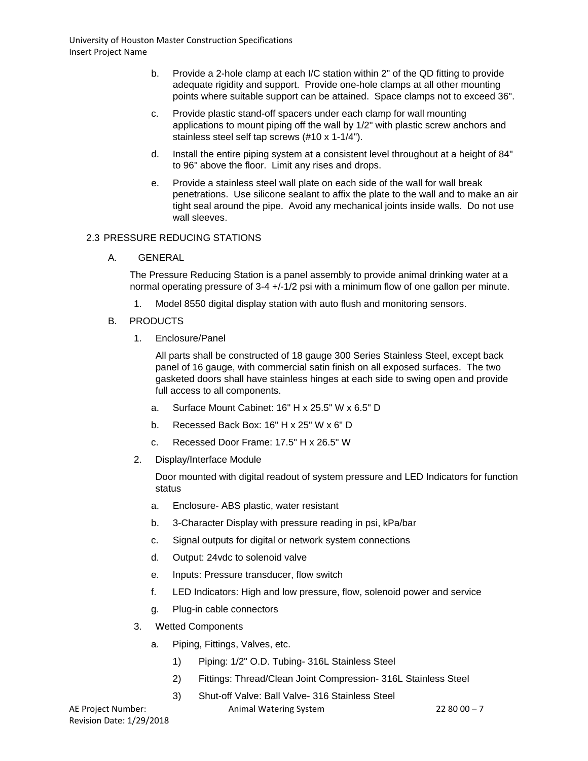b. Provide a 2-hole clamp at each I/C station within 2" of the QD fitting to provide adequate rigidity and support. Provide one-hole clamps at all other mounting points where suitable support can be attained. Space clamps not to exceed 36".

c. Provide plastic stand-off spacers under each clamp for wall mounting applications to mount piping off the wall by 1/2" with plastic screw anchors and stainless steel self tap screws (#10 x 1-1/4").

d. Install the entire piping system at a consistent level throughout at a height of 84" to 96" above the floor. Limit any rises and drops.

e. Provide a stainless steel wall plate on each side of the wall for wall break penetrations. Use silicone sealant to affix the plate to the wall and to make an air tight seal around the pipe. Avoid any mechanical joints inside walls. Do not use wall sleeves.

## 2.3 PRESSURE REDUCING STATIONS

### A. GENERAL

The Pressure Reducing Station is a panel assembly to provide animal drinking water at a normal operating pressure of 3-4 +/-1/2 psi with a minimum flow of one gallon per minute.

1. Model 8550 digital display station with auto flush and monitoring sensors.

### B. PRODUCTS

1. Enclosure/Panel

   All parts shall be constructed of 18 gauge 300 Series Stainless Steel, except back panel of 16 gauge, with commercial satin finish on all exposed surfaces. The two gasketed doors shall have stainless hinges at each side to swing open and provide full access to all components.

   a. Surface Mount Cabinet: 16" H x 25.5" W x 6.5" D

   b. Recessed Back Box: 16" H x 25" W x 6" D

   c. Recessed Door Frame: 17.5" H x 26.5" W

2. Display/Interface Module

   Door mounted with digital readout of system pressure and LED Indicators for function status

   a. Enclosure- ABS plastic, water resistant

   b. 3-Character Display with pressure reading in psi, kPa/bar

   c. Signal outputs for digital or network system connections

   d. Output: 24vdc to solenoid valve

   e. Inputs: Pressure transducer, flow switch

   f. LED Indicators: High and low pressure, flow, solenoid power and service

   g. Plug-in cable connectors

3. Wetted Components

   a. Piping, Fittings, Valves, etc.

      1) Piping: 1/2" O.D. Tubing- 316L Stainless Steel

      2) Fittings: Thread/Clean Joint Compression- 316L Stainless Steel

      3) Shut-off Valve: Ball Valve- 316 Stainless Steel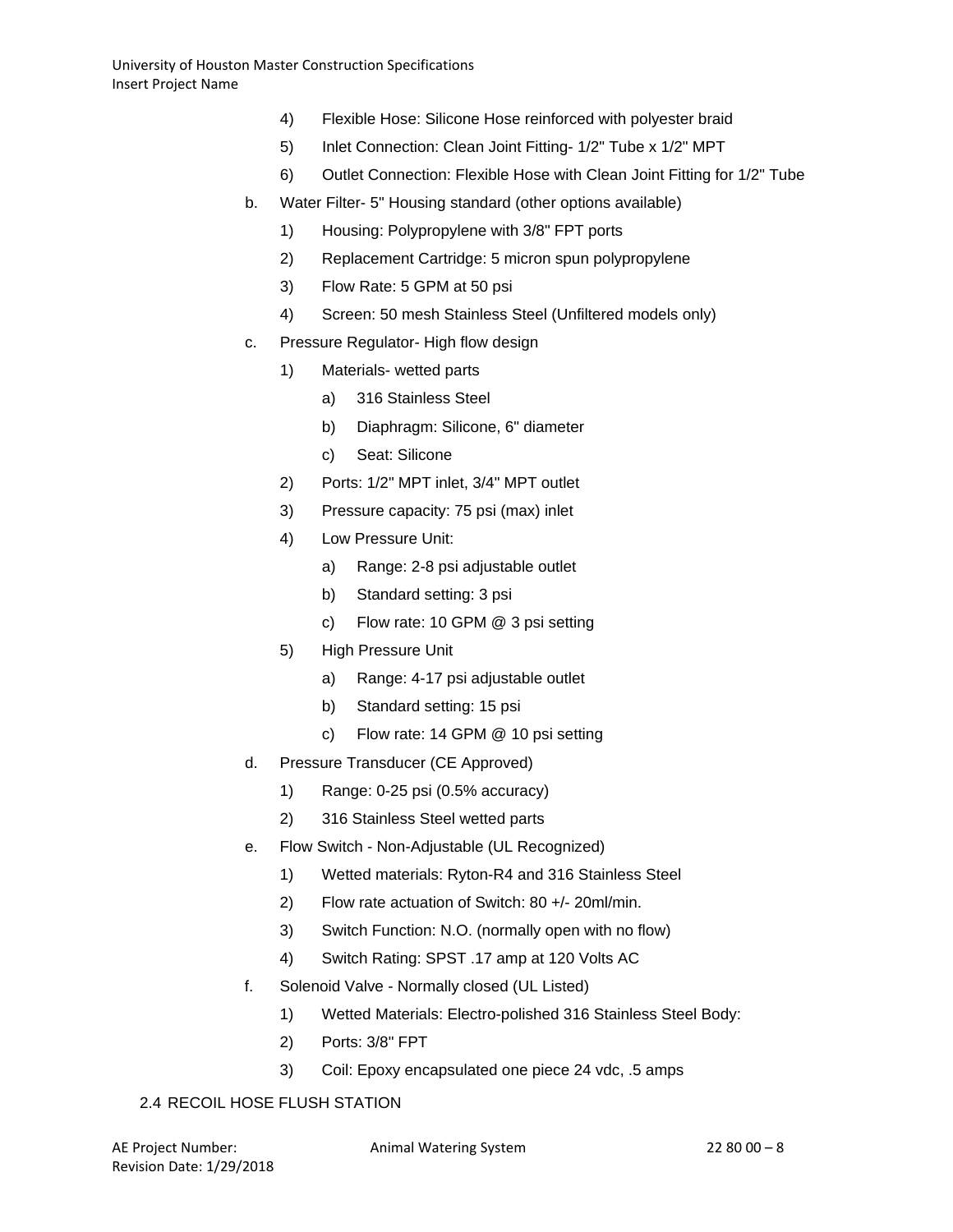4) Flexible Hose: Silicone Hose reinforced with polyester braid

5) Inlet Connection: Clean Joint Fitting- 1/2" Tube x 1/2" MPT

6) Outlet Connection: Flexible Hose with Clean Joint Fitting for 1/2" Tube

b. Water Filter- 5" Housing standard (other options available)

1) Housing: Polypropylene with 3/8" FPT ports

2) Replacement Cartridge: 5 micron spun polypropylene

3) Flow Rate: 5 GPM at 50 psi

4) Screen: 50 mesh Stainless Steel (Unfiltered models only)

c. Pressure Regulator- High flow design

1) Materials- wetted parts

a) 316 Stainless Steel

b) Diaphragm: Silicone, 6" diameter

c) Seat: Silicone

2) Ports: 1/2" MPT inlet, 3/4" MPT outlet

3) Pressure capacity: 75 psi (max) inlet

4) Low Pressure Unit:

a) Range: 2-8 psi adjustable outlet

b) Standard setting: 3 psi

c) Flow rate: 10 GPM @ 3 psi setting

5) High Pressure Unit

a) Range: 4-17 psi adjustable outlet

b) Standard setting: 15 psi

c) Flow rate: 14 GPM @ 10 psi setting

d. Pressure Transducer (CE Approved)

1) Range: 0-25 psi (0.5% accuracy)

2) 316 Stainless Steel wetted parts

e. Flow Switch - Non-Adjustable (UL Recognized)

1) Wetted materials: Ryton-R4 and 316 Stainless Steel

2) Flow rate actuation of Switch: 80 +/- 20ml/min.

3) Switch Function: N.O. (normally open with no flow)

4) Switch Rating: SPST .17 amp at 120 Volts AC

f. Solenoid Valve - Normally closed (UL Listed)

1) Wetted Materials: Electro-polished 316 Stainless Steel Body:

2) Ports: 3/8" FPT

3) Coil: Epoxy encapsulated one piece 24 vdc, .5 amps

## 2.4 RECOIL HOSE FLUSH STATION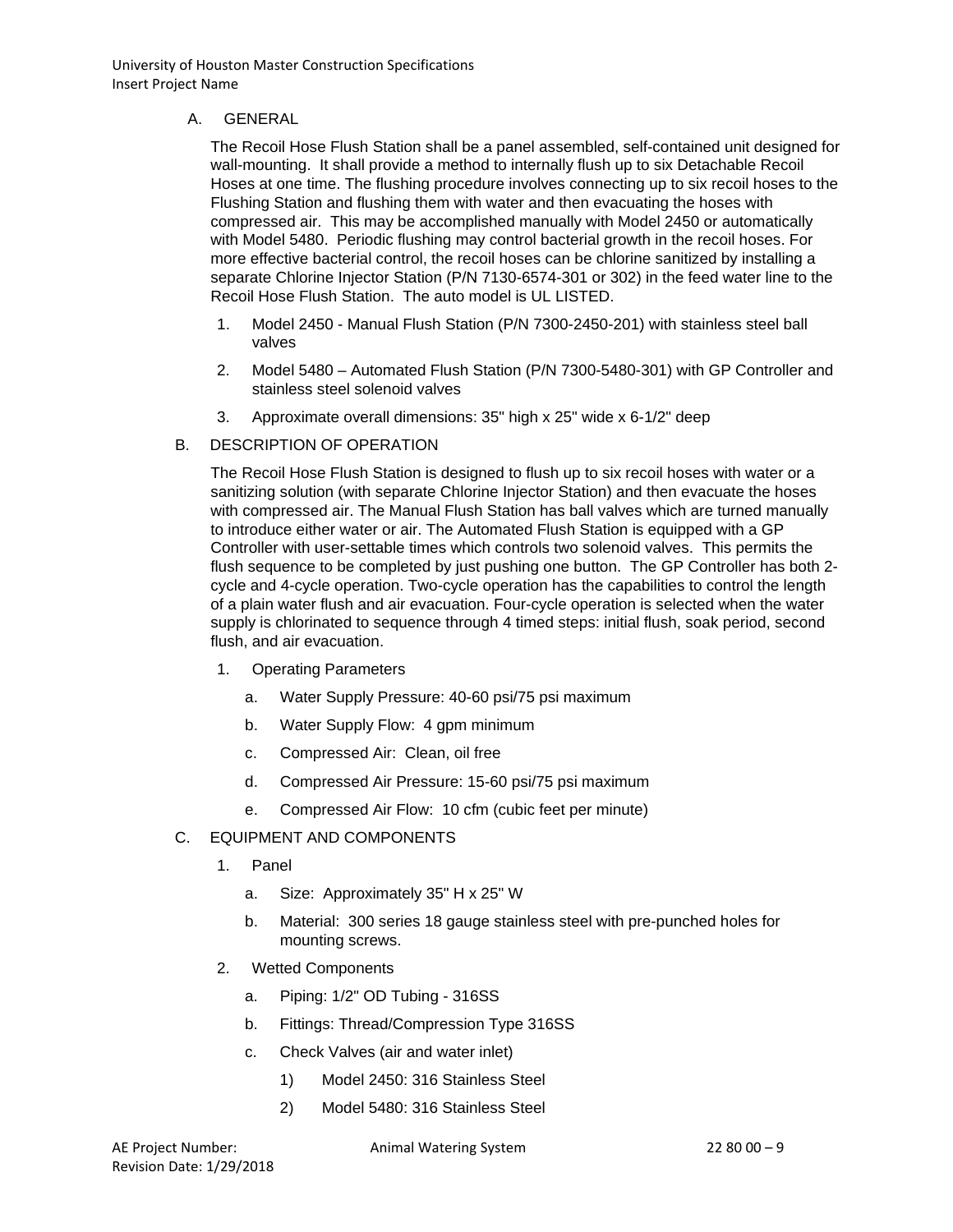A. GENERAL

The Recoil Hose Flush Station shall be a panel assembled, self-contained unit designed for wall-mounting. It shall provide a method to internally flush up to six Detachable Recoil Hoses at one time. The flushing procedure involves connecting up to six recoil hoses to the Flushing Station and flushing them with water and then evacuating the hoses with compressed air. This may be accomplished manually with Model 2450 or automatically with Model 5480. Periodic flushing may control bacterial growth in the recoil hoses. For more effective bacterial control, the recoil hoses can be chlorine sanitized by installing a separate Chlorine Injector Station (P/N 7130-6574-301 or 302) in the feed water line to the Recoil Hose Flush Station. The auto model is UL LISTED.

1. Model 2450 - Manual Flush Station (P/N 7300-2450-201) with stainless steel ball valves
2. Model 5480 – Automated Flush Station (P/N 7300-5480-301) with GP Controller and stainless steel solenoid valves
3. Approximate overall dimensions: 35" high x 25" wide x 6-1/2" deep

B. DESCRIPTION OF OPERATION

The Recoil Hose Flush Station is designed to flush up to six recoil hoses with water or a sanitizing solution (with separate Chlorine Injector Station) and then evacuate the hoses with compressed air. The Manual Flush Station has ball valves which are turned manually to introduce either water or air. The Automated Flush Station is equipped with a GP Controller with user-settable times which controls two solenoid valves. This permits the flush sequence to be completed by just pushing one button. The GP Controller has both 2-cycle and 4-cycle operation. Two-cycle operation has the capabilities to control the length of a plain water flush and air evacuation. Four-cycle operation is selected when the water supply is chlorinated to sequence through 4 timed steps: initial flush, soak period, second flush, and air evacuation.

1. Operating Parameters
   a. Water Supply Pressure: 40-60 psi/75 psi maximum
   b. Water Supply Flow: 4 gpm minimum
   c. Compressed Air: Clean, oil free
   d. Compressed Air Pressure: 15-60 psi/75 psi maximum
   e. Compressed Air Flow: 10 cfm (cubic feet per minute)

C. EQUIPMENT AND COMPONENTS

1. Panel
   a. Size: Approximately 35" H x 25" W
   b. Material: 300 series 18 gauge stainless steel with pre-punched holes for mounting screws.
2. Wetted Components
   a. Piping: 1/2" OD Tubing - 316SS
   b. Fittings: Thread/Compression Type 316SS
   c. Check Valves (air and water inlet)
      1) Model 2450: 316 Stainless Steel
      2) Model 5480: 316 Stainless Steel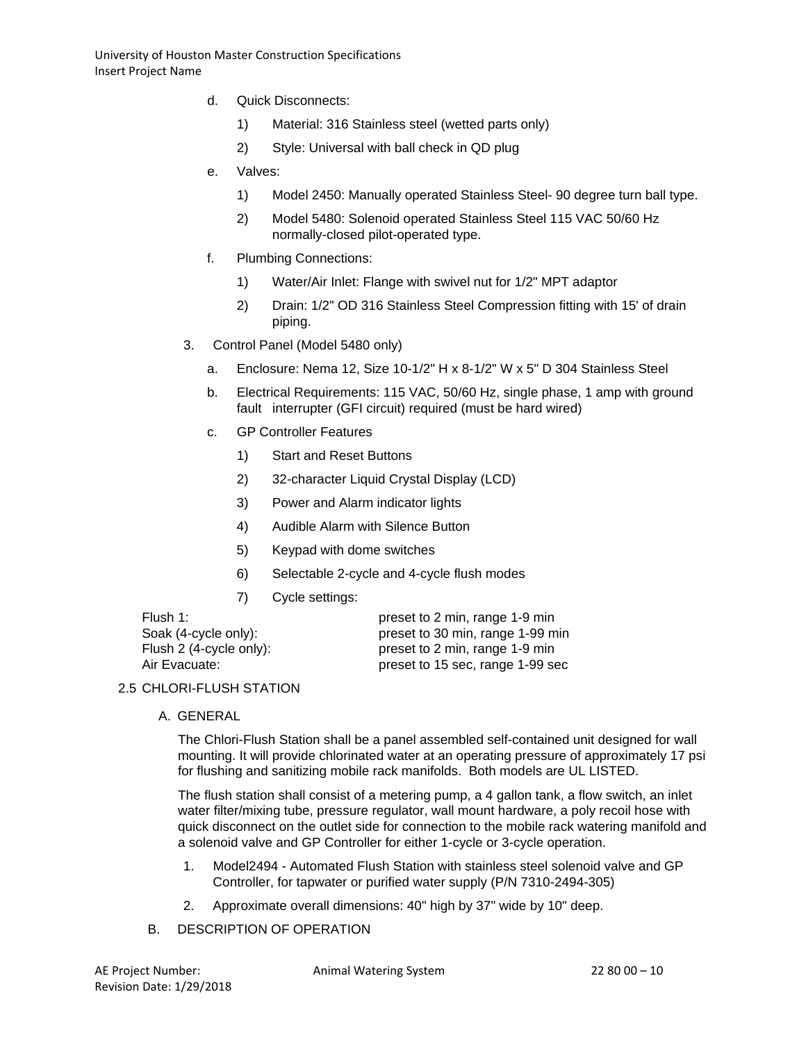d. Quick Disconnects:

   1) Material: 316 Stainless steel (wetted parts only)

   2) Style: Universal with ball check in QD plug

e. Valves:

   1) Model 2450: Manually operated Stainless Steel- 90 degree turn ball type.

   2) Model 5480: Solenoid operated Stainless Steel 115 VAC 50/60 Hz normally-closed pilot-operated type.

f. Plumbing Connections:

   1) Water/Air Inlet: Flange with swivel nut for 1/2" MPT adaptor

   2) Drain: 1/2" OD 316 Stainless Steel Compression fitting with 15' of drain piping.

3. Control Panel (Model 5480 only)

   a. Enclosure: Nema 12, Size 10-1/2" H x 8-1/2" W x 5" D 304 Stainless Steel

   b. Electrical Requirements: 115 VAC, 50/60 Hz, single phase, 1 amp with ground fault interrupter (GFI circuit) required (must be hard wired)

   c. GP Controller Features

      1) Start and Reset Buttons

      2) 32-character Liquid Crystal Display (LCD)

      3) Power and Alarm indicator lights

      4) Audible Alarm with Silence Button

      5) Keypad with dome switches

      6) Selectable 2-cycle and 4-cycle flush modes

      7) Cycle settings:

| | |
|---|---|
| Flush 1: | preset to 2 min, range 1-9 min |
| Soak (4-cycle only): | preset to 30 min, range 1-99 min |
| Flush 2 (4-cycle only): | preset to 2 min, range 1-9 min |
| Air Evacuate: | preset to 15 sec, range 1-99 sec |

## 2.5 CHLORI-FLUSH STATION

### A. GENERAL

The Chlori-Flush Station shall be a panel assembled self-contained unit designed for wall mounting. It will provide chlorinated water at an operating pressure of approximately 17 psi for flushing and sanitizing mobile rack manifolds. Both models are UL LISTED.

The flush station shall consist of a metering pump, a 4 gallon tank, a flow switch, an inlet water filter/mixing tube, pressure regulator, wall mount hardware, a poly recoil hose with quick disconnect on the outlet side for connection to the mobile rack watering manifold and a solenoid valve and GP Controller for either 1-cycle or 3-cycle operation.

1. Model2494 - Automated Flush Station with stainless steel solenoid valve and GP Controller, for tapwater or purified water supply (P/N 7310-2494-305)

2. Approximate overall dimensions: 40" high by 37" wide by 10" deep.

### B. DESCRIPTION OF OPERATION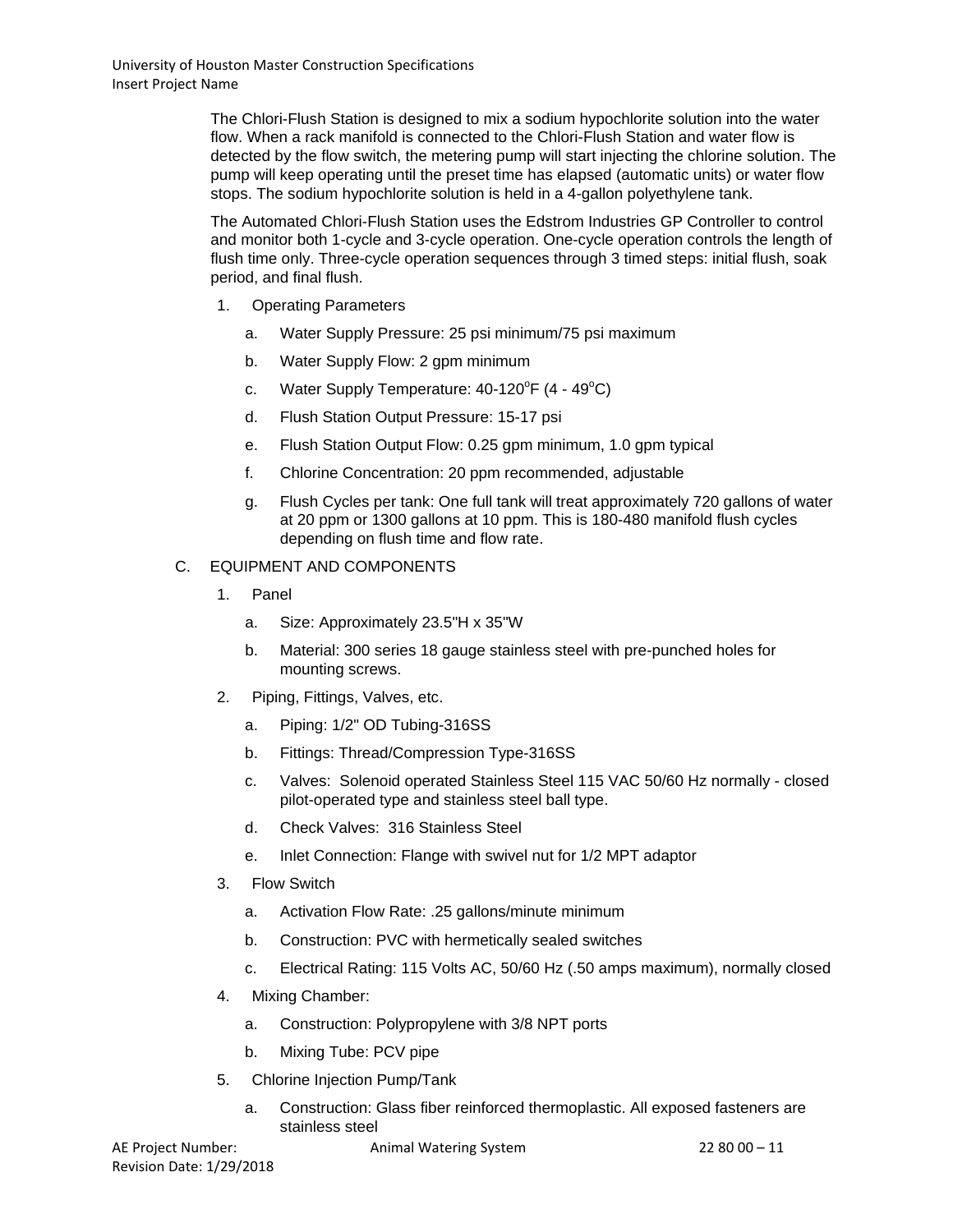The Chlori-Flush Station is designed to mix a sodium hypochlorite solution into the water flow. When a rack manifold is connected to the Chlori-Flush Station and water flow is detected by the flow switch, the metering pump will start injecting the chlorine solution. The pump will keep operating until the preset time has elapsed (automatic units) or water flow stops. The sodium hypochlorite solution is held in a 4-gallon polyethylene tank.

The Automated Chlori-Flush Station uses the Edstrom Industries GP Controller to control and monitor both 1-cycle and 3-cycle operation. One-cycle operation controls the length of flush time only. Three-cycle operation sequences through 3 timed steps: initial flush, soak period, and final flush.

1. Operating Parameters
   a. Water Supply Pressure: 25 psi minimum/75 psi maximum
   b. Water Supply Flow: 2 gpm minimum
   c. Water Supply Temperature: 40-120$^{o}$F (4 - 49$^{o}$C)
   d. Flush Station Output Pressure: 15-17 psi
   e. Flush Station Output Flow: 0.25 gpm minimum, 1.0 gpm typical
   f. Chlorine Concentration: 20 ppm recommended, adjustable
   g. Flush Cycles per tank: One full tank will treat approximately 720 gallons of water at 20 ppm or 1300 gallons at 10 ppm. This is 180-480 manifold flush cycles depending on flush time and flow rate.

C. EQUIPMENT AND COMPONENTS

1. Panel
   a. Size: Approximately 23.5"H x 35"W
   b. Material: 300 series 18 gauge stainless steel with pre-punched holes for mounting screws.
2. Piping, Fittings, Valves, etc.
   a. Piping: 1/2" OD Tubing-316SS
   b. Fittings: Thread/Compression Type-316SS
   c. Valves: Solenoid operated Stainless Steel 115 VAC 50/60 Hz normally - closed pilot-operated type and stainless steel ball type.
   d. Check Valves: 316 Stainless Steel
   e. Inlet Connection: Flange with swivel nut for 1/2 MPT adaptor
3. Flow Switch
   a. Activation Flow Rate: .25 gallons/minute minimum
   b. Construction: PVC with hermetically sealed switches
   c. Electrical Rating: 115 Volts AC, 50/60 Hz (.50 amps maximum), normally closed
4. Mixing Chamber:
   a. Construction: Polypropylene with 3/8 NPT ports
   b. Mixing Tube: PCV pipe
5. Chlorine Injection Pump/Tank
   a. Construction: Glass fiber reinforced thermoplastic. All exposed fasteners are stainless steel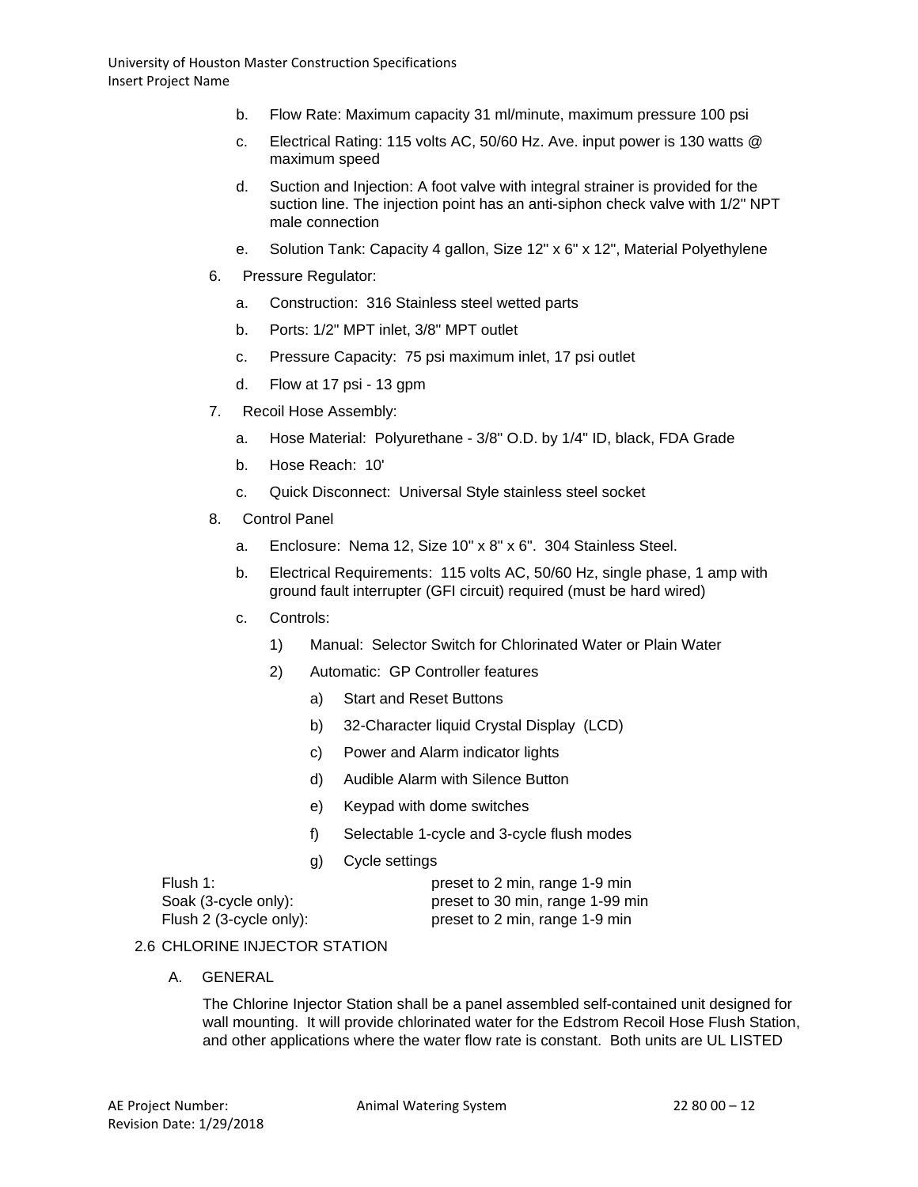b. Flow Rate: Maximum capacity 31 ml/minute, maximum pressure 100 psi

c. Electrical Rating: 115 volts AC, 50/60 Hz. Ave. input power is 130 watts @ maximum speed

d. Suction and Injection: A foot valve with integral strainer is provided for the suction line. The injection point has an anti-siphon check valve with 1/2" NPT male connection

e. Solution Tank: Capacity 4 gallon, Size 12" x 6" x 12", Material Polyethylene

6. Pressure Regulator:

   a. Construction: 316 Stainless steel wetted parts

   b. Ports: 1/2" MPT inlet, 3/8" MPT outlet

   c. Pressure Capacity: 75 psi maximum inlet, 17 psi outlet

   d. Flow at 17 psi - 13 gpm

7. Recoil Hose Assembly:

   a. Hose Material: Polyurethane - 3/8" O.D. by 1/4" ID, black, FDA Grade

   b. Hose Reach: 10'

   c. Quick Disconnect: Universal Style stainless steel socket

8. Control Panel

   a. Enclosure: Nema 12, Size 10" x 8" x 6". 304 Stainless Steel.

   b. Electrical Requirements: 115 volts AC, 50/60 Hz, single phase, 1 amp with ground fault interrupter (GFI circuit) required (must be hard wired)

   c. Controls:

      1) Manual: Selector Switch for Chlorinated Water or Plain Water

      2) Automatic: GP Controller features

         a) Start and Reset Buttons

         b) 32-Character liquid Crystal Display (LCD)

         c) Power and Alarm indicator lights

         d) Audible Alarm with Silence Button

         e) Keypad with dome switches

         f) Selectable 1-cycle and 3-cycle flush modes

         g) Cycle settings

| | |
|---|---|
| Flush 1: | preset to 2 min, range 1-9 min |
| Soak (3-cycle only): | preset to 30 min, range 1-99 min |
| Flush 2 (3-cycle only): | preset to 2 min, range 1-9 min |

## 2.6 CHLORINE INJECTOR STATION

A. GENERAL

The Chlorine Injector Station shall be a panel assembled self-contained unit designed for wall mounting. It will provide chlorinated water for the Edstrom Recoil Hose Flush Station, and other applications where the water flow rate is constant. Both units are UL LISTED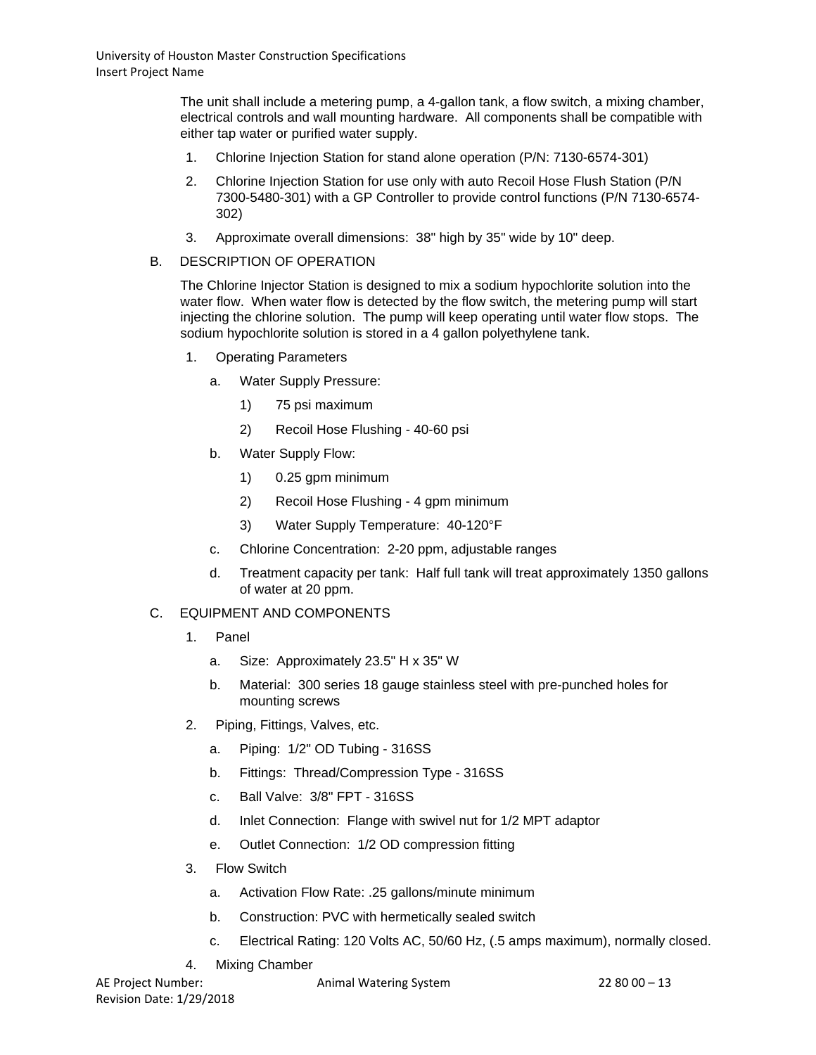The unit shall include a metering pump, a 4-gallon tank, a flow switch, a mixing chamber, electrical controls and wall mounting hardware. All components shall be compatible with either tap water or purified water supply.

1. Chlorine Injection Station for stand alone operation (P/N: 7130-6574-301)
2. Chlorine Injection Station for use only with auto Recoil Hose Flush Station (P/N 7300-5480-301) with a GP Controller to provide control functions (P/N 7130-6574-302)
3. Approximate overall dimensions: 38" high by 35" wide by 10" deep.

B. DESCRIPTION OF OPERATION

The Chlorine Injector Station is designed to mix a sodium hypochlorite solution into the water flow. When water flow is detected by the flow switch, the metering pump will start injecting the chlorine solution. The pump will keep operating until water flow stops. The sodium hypochlorite solution is stored in a 4 gallon polyethylene tank.

1. Operating Parameters
   a. Water Supply Pressure:
      1) 75 psi maximum
      2) Recoil Hose Flushing - 40-60 psi
   b. Water Supply Flow:
      1) 0.25 gpm minimum
      2) Recoil Hose Flushing - 4 gpm minimum
      3) Water Supply Temperature: 40-120°F
   c. Chlorine Concentration: 2-20 ppm, adjustable ranges
   d. Treatment capacity per tank: Half full tank will treat approximately 1350 gallons of water at 20 ppm.

C. EQUIPMENT AND COMPONENTS

1. Panel
   a. Size: Approximately 23.5" H x 35" W
   b. Material: 300 series 18 gauge stainless steel with pre-punched holes for mounting screws
2. Piping, Fittings, Valves, etc.
   a. Piping: 1/2" OD Tubing - 316SS
   b. Fittings: Thread/Compression Type - 316SS
   c. Ball Valve: 3/8" FPT - 316SS
   d. Inlet Connection: Flange with swivel nut for 1/2 MPT adaptor
   e. Outlet Connection: 1/2 OD compression fitting
3. Flow Switch
   a. Activation Flow Rate: .25 gallons/minute minimum
   b. Construction: PVC with hermetically sealed switch
   c. Electrical Rating: 120 Volts AC, 50/60 Hz, (.5 amps maximum), normally closed.
4. Mixing Chamber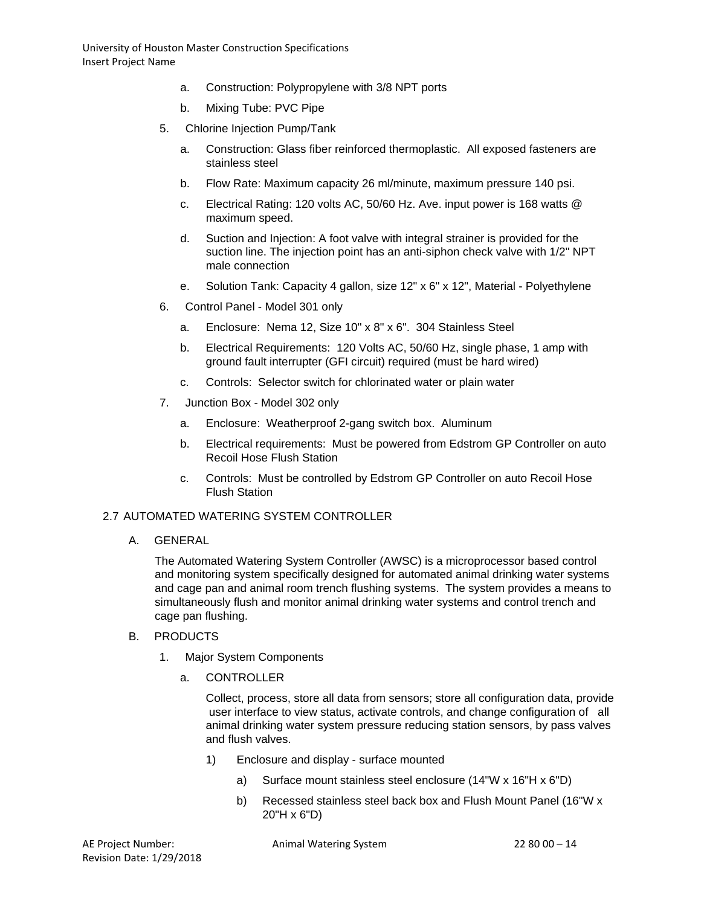a. Construction: Polypropylene with 3/8 NPT ports

b. Mixing Tube: PVC Pipe

5. Chlorine Injection Pump/Tank

   a. Construction: Glass fiber reinforced thermoplastic. All exposed fasteners are stainless steel

   b. Flow Rate: Maximum capacity 26 ml/minute, maximum pressure 140 psi.

   c. Electrical Rating: 120 volts AC, 50/60 Hz. Ave. input power is 168 watts @ maximum speed.

   d. Suction and Injection: A foot valve with integral strainer is provided for the suction line. The injection point has an anti-siphon check valve with 1/2" NPT male connection

   e. Solution Tank: Capacity 4 gallon, size 12" x 6" x 12", Material - Polyethylene

6. Control Panel - Model 301 only

   a. Enclosure: Nema 12, Size 10" x 8" x 6". 304 Stainless Steel

   b. Electrical Requirements: 120 Volts AC, 50/60 Hz, single phase, 1 amp with ground fault interrupter (GFI circuit) required (must be hard wired)

   c. Controls: Selector switch for chlorinated water or plain water

7. Junction Box - Model 302 only

   a. Enclosure: Weatherproof 2-gang switch box. Aluminum

   b. Electrical requirements: Must be powered from Edstrom GP Controller on auto Recoil Hose Flush Station

   c. Controls: Must be controlled by Edstrom GP Controller on auto Recoil Hose Flush Station

## 2.7 AUTOMATED WATERING SYSTEM CONTROLLER

A. GENERAL

The Automated Watering System Controller (AWSC) is a microprocessor based control and monitoring system specifically designed for automated animal drinking water systems and cage pan and animal room trench flushing systems. The system provides a means to simultaneously flush and monitor animal drinking water systems and control trench and cage pan flushing.

B. PRODUCTS

1. Major System Components

   a. CONTROLLER

   Collect, process, store all data from sensors; store all configuration data, provide user interface to view status, activate controls, and change configuration of all animal drinking water system pressure reducing station sensors, by pass valves and flush valves.

   1) Enclosure and display - surface mounted

      a) Surface mount stainless steel enclosure (14"W x 16"H x 6"D)

      b) Recessed stainless steel back box and Flush Mount Panel (16"W x 20"H x 6"D)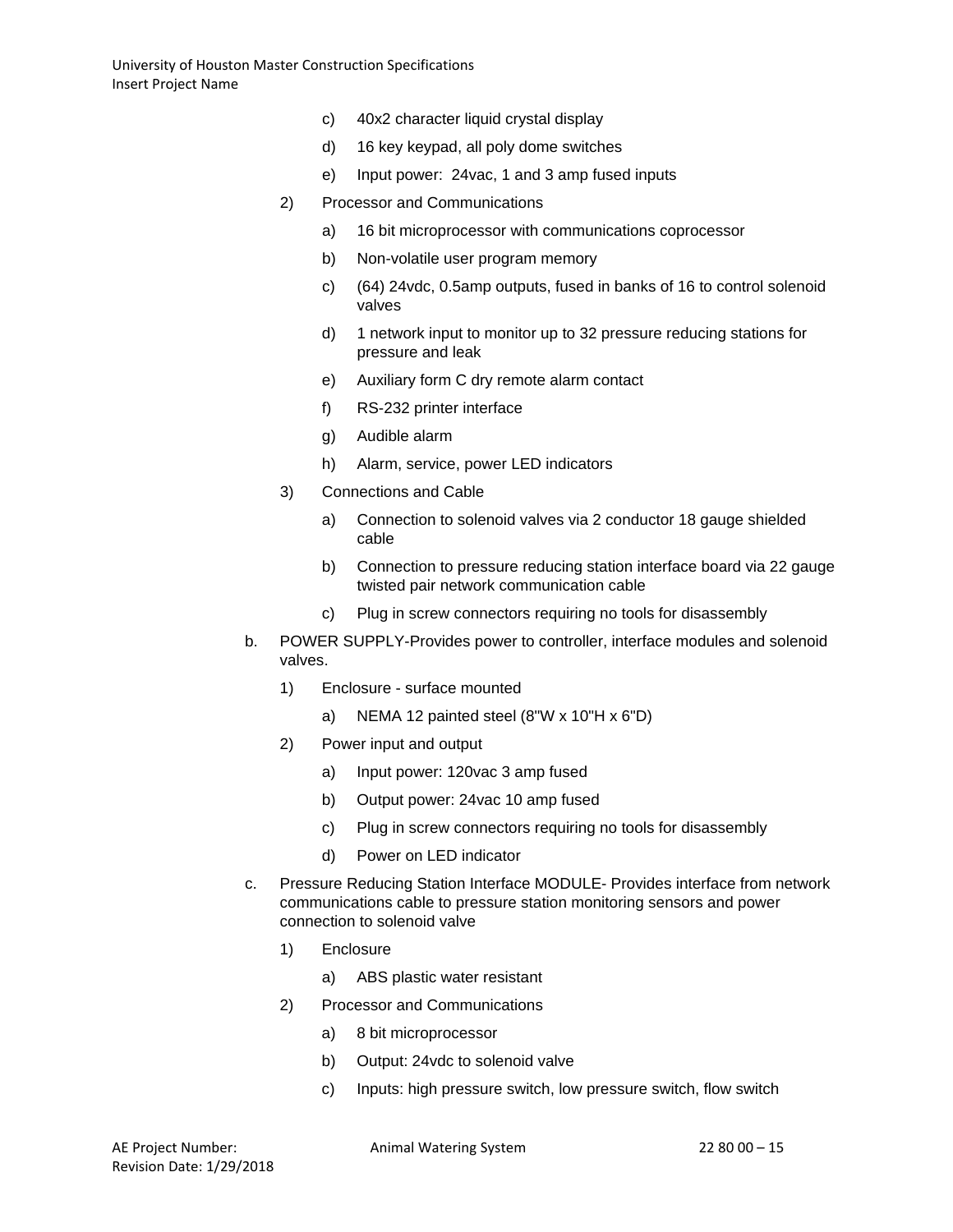c) 40x2 character liquid crystal display

d) 16 key keypad, all poly dome switches

e) Input power: 24vac, 1 and 3 amp fused inputs

2) Processor and Communications

a) 16 bit microprocessor with communications coprocessor

b) Non-volatile user program memory

c) (64) 24vdc, 0.5amp outputs, fused in banks of 16 to control solenoid valves

d) 1 network input to monitor up to 32 pressure reducing stations for pressure and leak

e) Auxiliary form C dry remote alarm contact

f) RS-232 printer interface

g) Audible alarm

h) Alarm, service, power LED indicators

3) Connections and Cable

a) Connection to solenoid valves via 2 conductor 18 gauge shielded cable

b) Connection to pressure reducing station interface board via 22 gauge twisted pair network communication cable

c) Plug in screw connectors requiring no tools for disassembly

b. POWER SUPPLY-Provides power to controller, interface modules and solenoid valves.

1) Enclosure - surface mounted

a) NEMA 12 painted steel (8"W x 10"H x 6"D)

2) Power input and output

a) Input power: 120vac 3 amp fused

b) Output power: 24vac 10 amp fused

c) Plug in screw connectors requiring no tools for disassembly

d) Power on LED indicator

c. Pressure Reducing Station Interface MODULE- Provides interface from network communications cable to pressure station monitoring sensors and power connection to solenoid valve

1) Enclosure

a) ABS plastic water resistant

2) Processor and Communications

a) 8 bit microprocessor

b) Output: 24vdc to solenoid valve

c) Inputs: high pressure switch, low pressure switch, flow switch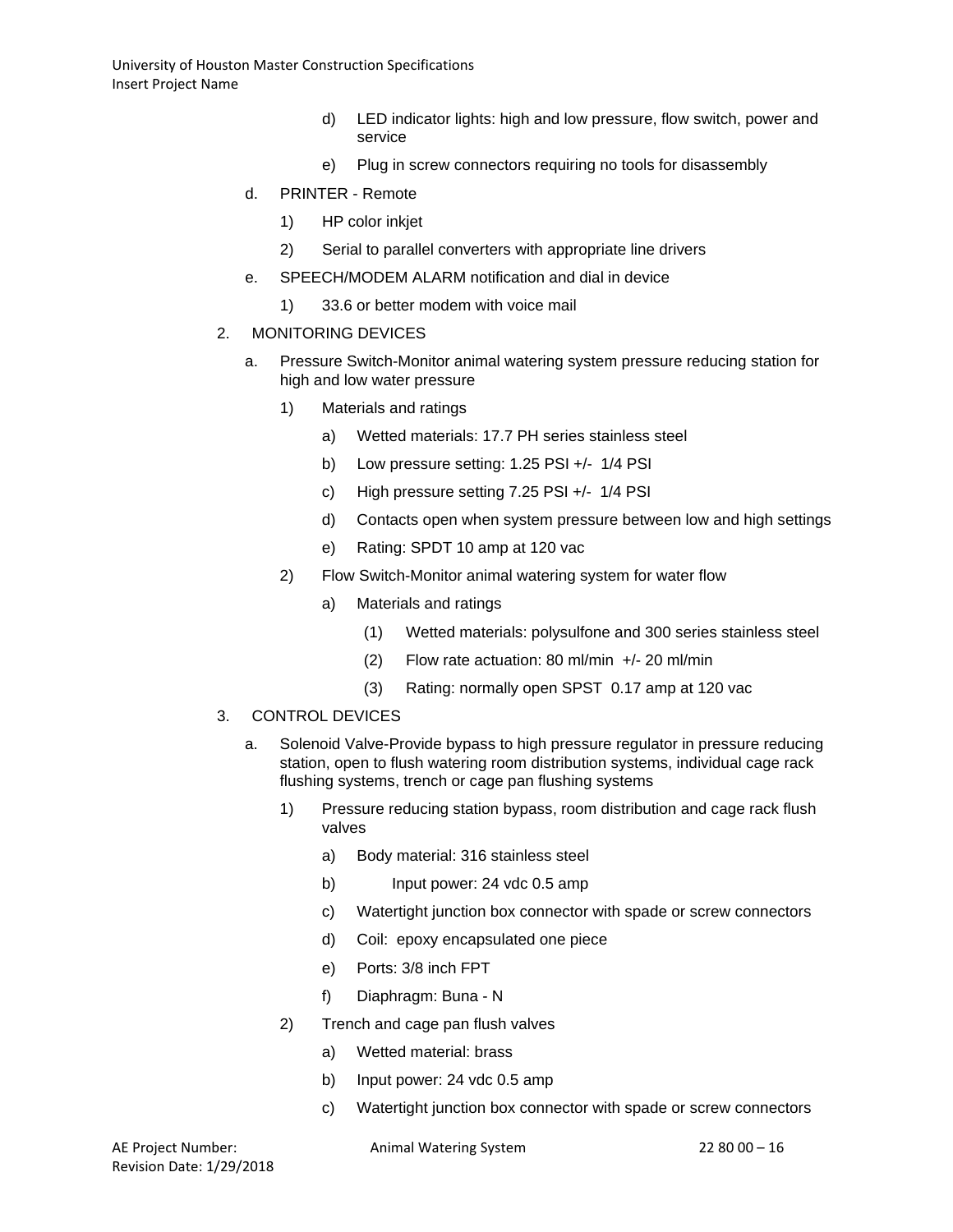- d) LED indicator lights: high and low pressure, flow switch, power and service
- e) Plug in screw connectors requiring no tools for disassembly

d. PRINTER - Remote

1) HP color inkjet

2) Serial to parallel converters with appropriate line drivers

e. SPEECH/MODEM ALARM notification and dial in device

1) 33.6 or better modem with voice mail

2. MONITORING DEVICES

a. Pressure Switch-Monitor animal watering system pressure reducing station for high and low water pressure

1) Materials and ratings

- a) Wetted materials: 17.7 PH series stainless steel
- b) Low pressure setting: 1.25 PSI +/- 1/4 PSI
- c) High pressure setting 7.25 PSI +/- 1/4 PSI
- d) Contacts open when system pressure between low and high settings
- e) Rating: SPDT 10 amp at 120 vac

2) Flow Switch-Monitor animal watering system for water flow

a) Materials and ratings

- (1) Wetted materials: polysulfone and 300 series stainless steel
- (2) Flow rate actuation: 80 ml/min +/- 20 ml/min
- (3) Rating: normally open SPST 0.17 amp at 120 vac

3. CONTROL DEVICES

a. Solenoid Valve-Provide bypass to high pressure regulator in pressure reducing station, open to flush watering room distribution systems, individual cage rack flushing systems, trench or cage pan flushing systems

1) Pressure reducing station bypass, room distribution and cage rack flush valves

- a) Body material: 316 stainless steel
- b) Input power: 24 vdc 0.5 amp
- c) Watertight junction box connector with spade or screw connectors
- d) Coil: epoxy encapsulated one piece
- e) Ports: 3/8 inch FPT
- f) Diaphragm: Buna - N

2) Trench and cage pan flush valves

- a) Wetted material: brass
- b) Input power: 24 vdc 0.5 amp
- c) Watertight junction box connector with spade or screw connectors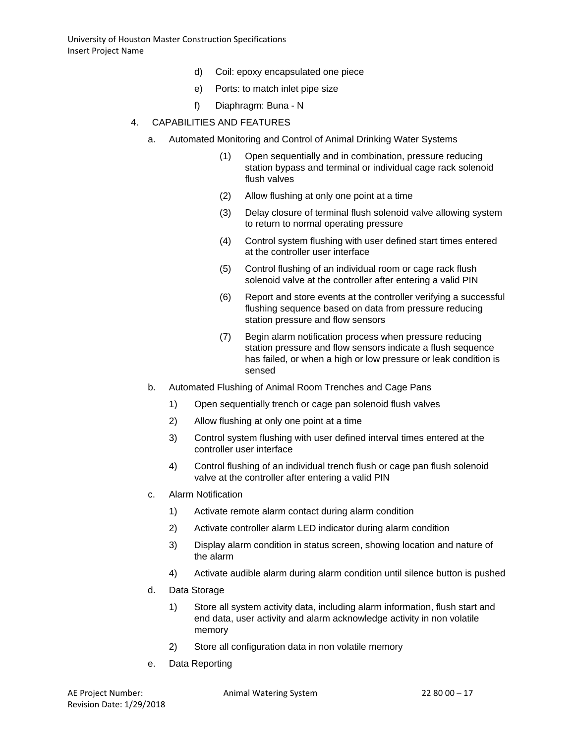d) Coil: epoxy encapsulated one piece

e) Ports: to match inlet pipe size

f) Diaphragm: Buna - N

4. CAPABILITIES AND FEATURES

a. Automated Monitoring and Control of Animal Drinking Water Systems

(1) Open sequentially and in combination, pressure reducing station bypass and terminal or individual cage rack solenoid flush valves

(2) Allow flushing at only one point at a time

(3) Delay closure of terminal flush solenoid valve allowing system to return to normal operating pressure

(4) Control system flushing with user defined start times entered at the controller user interface

(5) Control flushing of an individual room or cage rack flush solenoid valve at the controller after entering a valid PIN

(6) Report and store events at the controller verifying a successful flushing sequence based on data from pressure reducing station pressure and flow sensors

(7) Begin alarm notification process when pressure reducing station pressure and flow sensors indicate a flush sequence has failed, or when a high or low pressure or leak condition is sensed

b. Automated Flushing of Animal Room Trenches and Cage Pans

1) Open sequentially trench or cage pan solenoid flush valves

2) Allow flushing at only one point at a time

3) Control system flushing with user defined interval times entered at the controller user interface

4) Control flushing of an individual trench flush or cage pan flush solenoid valve at the controller after entering a valid PIN

c. Alarm Notification

1) Activate remote alarm contact during alarm condition

2) Activate controller alarm LED indicator during alarm condition

3) Display alarm condition in status screen, showing location and nature of the alarm

4) Activate audible alarm during alarm condition until silence button is pushed

d. Data Storage

1) Store all system activity data, including alarm information, flush start and end data, user activity and alarm acknowledge activity in non volatile memory

2) Store all configuration data in non volatile memory

e. Data Reporting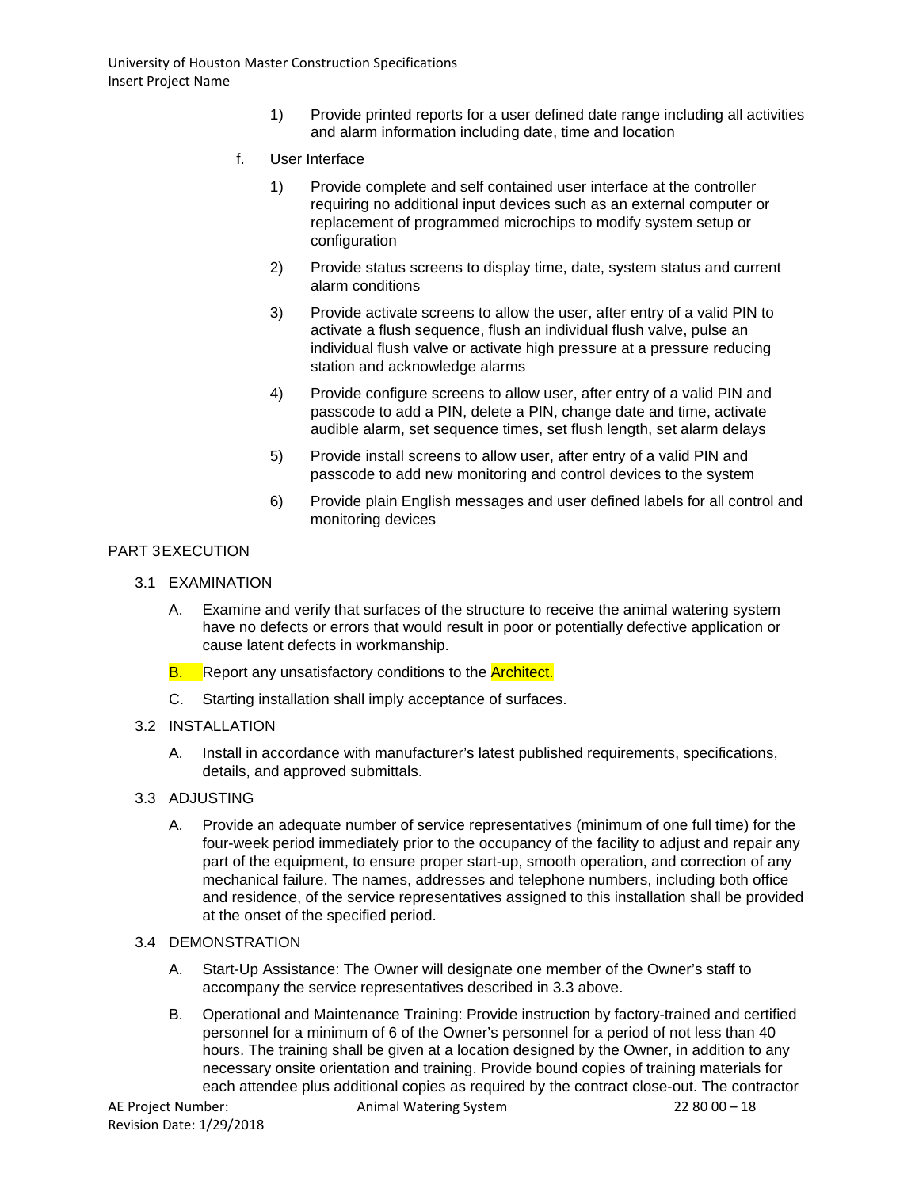1) Provide printed reports for a user defined date range including all activities and alarm information including date, time and location

f. User Interface

1) Provide complete and self contained user interface at the controller requiring no additional input devices such as an external computer or replacement of programmed microchips to modify system setup or configuration

2) Provide status screens to display time, date, system status and current alarm conditions

3) Provide activate screens to allow the user, after entry of a valid PIN to activate a flush sequence, flush an individual flush valve, pulse an individual flush valve or activate high pressure at a pressure reducing station and acknowledge alarms

4) Provide configure screens to allow user, after entry of a valid PIN and passcode to add a PIN, delete a PIN, change date and time, activate audible alarm, set sequence times, set flush length, set alarm delays

5) Provide install screens to allow user, after entry of a valid PIN and passcode to add new monitoring and control devices to the system

6) Provide plain English messages and user defined labels for all control and monitoring devices

## PART 3 EXECUTION

### 3.1 EXAMINATION

A. Examine and verify that surfaces of the structure to receive the animal watering system have no defects or errors that would result in poor or potentially defective application or cause latent defects in workmanship.

B. Report any unsatisfactory conditions to the Architect.

C. Starting installation shall imply acceptance of surfaces.

### 3.2 INSTALLATION

A. Install in accordance with manufacturer's latest published requirements, specifications, details, and approved submittals.

### 3.3 ADJUSTING

A. Provide an adequate number of service representatives (minimum of one full time) for the four-week period immediately prior to the occupancy of the facility to adjust and repair any part of the equipment, to ensure proper start-up, smooth operation, and correction of any mechanical failure. The names, addresses and telephone numbers, including both office and residence, of the service representatives assigned to this installation shall be provided at the onset of the specified period.

### 3.4 DEMONSTRATION

A. Start-Up Assistance: The Owner will designate one member of the Owner's staff to accompany the service representatives described in 3.3 above.

B. Operational and Maintenance Training: Provide instruction by factory-trained and certified personnel for a minimum of 6 of the Owner's personnel for a period of not less than 40 hours. The training shall be given at a location designed by the Owner, in addition to any necessary onsite orientation and training. Provide bound copies of training materials for each attendee plus additional copies as required by the contract close-out. The contractor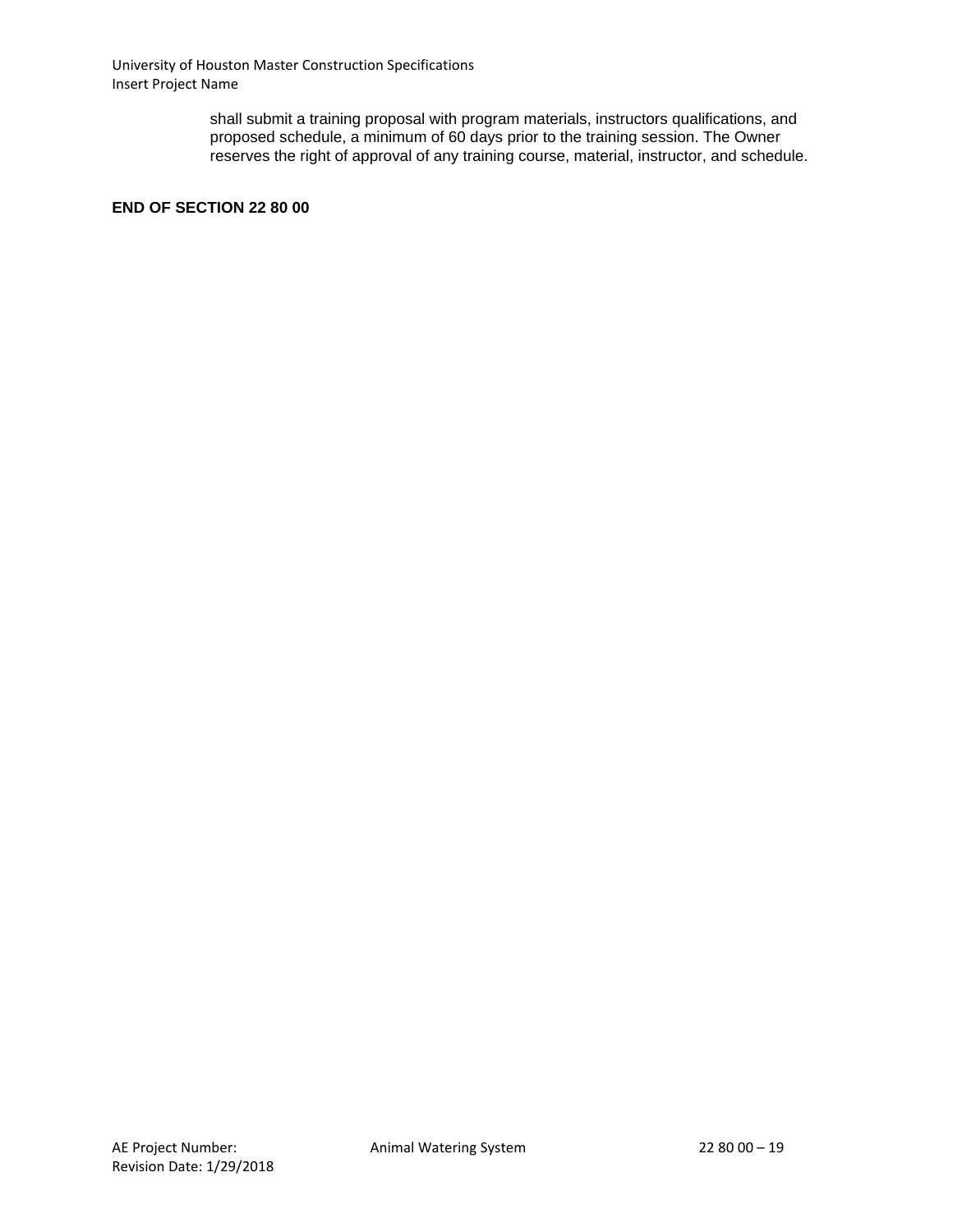shall submit a training proposal with program materials, instructors qualifications, and proposed schedule, a minimum of 60 days prior to the training session. The Owner reserves the right of approval of any training course, material, instructor, and schedule.

**END OF SECTION 22 80 00**